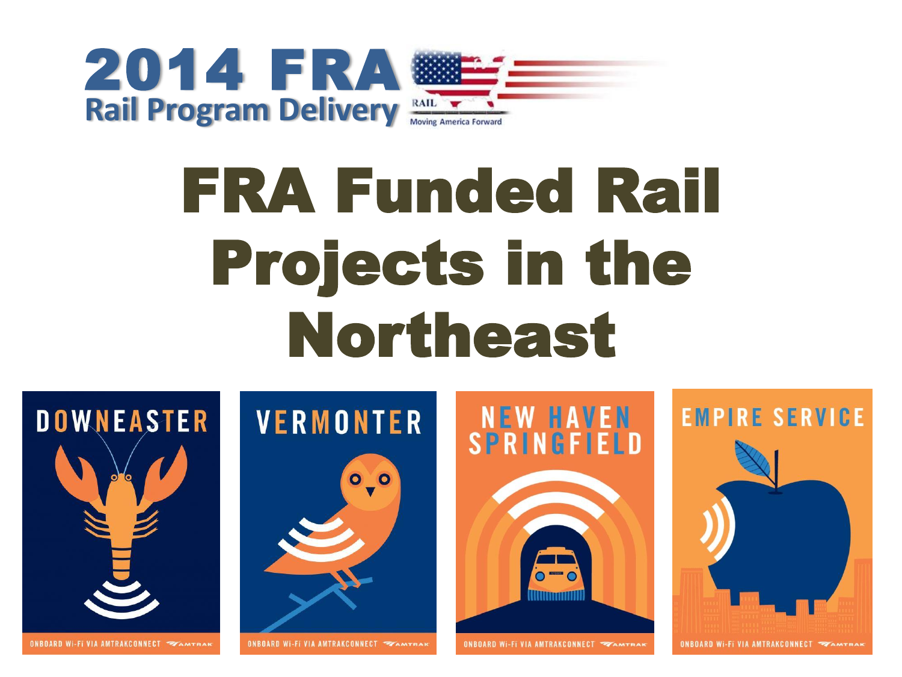2014 FRA Rail Program Delivery

RAIL Moving America Forward

# FRA Funded Rail Projects in the Northeast

DOWNEASTER

ONBOARD Wi-Fi VIA AMTRAKCONNECT AMTRAK

VERMONTER

ONBOARD Wi-Fi VIA AMTRAKCONNECT AMTRAK

NEW HAVEN SPRINGFIELD

ONBOARD Wi-Fi VIA AMTRAKCONNECT AMTRAK

EMPIRE SERVICE

ONBOARD Wi-Fi VIA AMTRAKCONNECT AMTRAK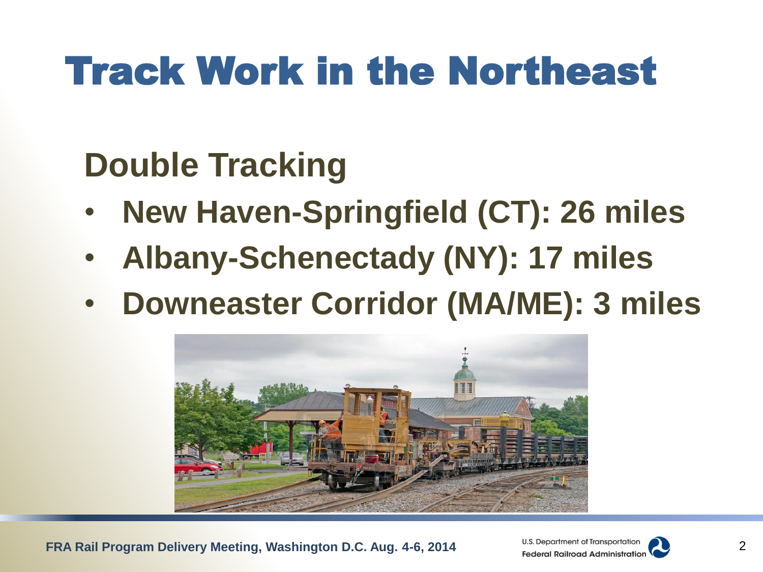# Track Work in the Northeast

## Double Tracking

- **New Haven-Springfield (CT): 26 miles**
- **Albany-Schenectady (NY): 17 miles**
- **Downeaster Corridor (MA/ME): 3 miles**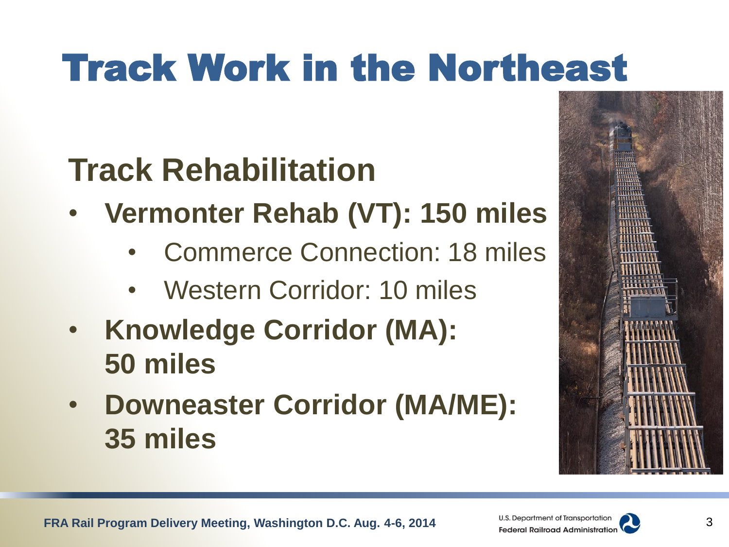# Track Work in the Northeast

## Track Rehabilitation

- **Vermonter Rehab (VT): 150 miles**
  - Commerce Connection: 18 miles
  - Western Corridor: 10 miles
- **Knowledge Corridor (MA): 50 miles**
- **Downeaster Corridor (MA/ME): 35 miles**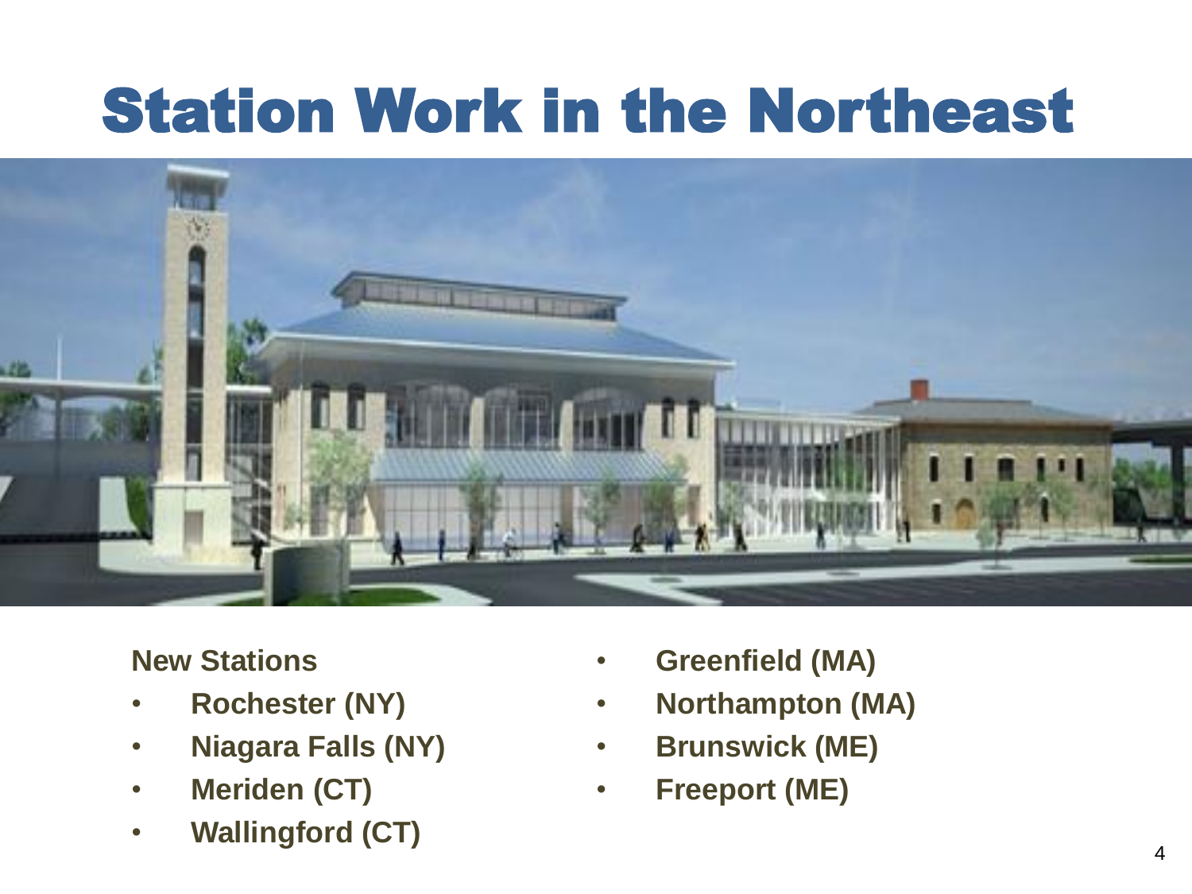# Station Work in the Northeast

**New Stations**

- **Rochester (NY)**
- **Niagara Falls (NY)**
- **Meriden (CT)**
- **Wallingford (CT)**
- **Greenfield (MA)**
- **Northampton (MA)**
- **Brunswick (ME)**
- **Freeport (ME)**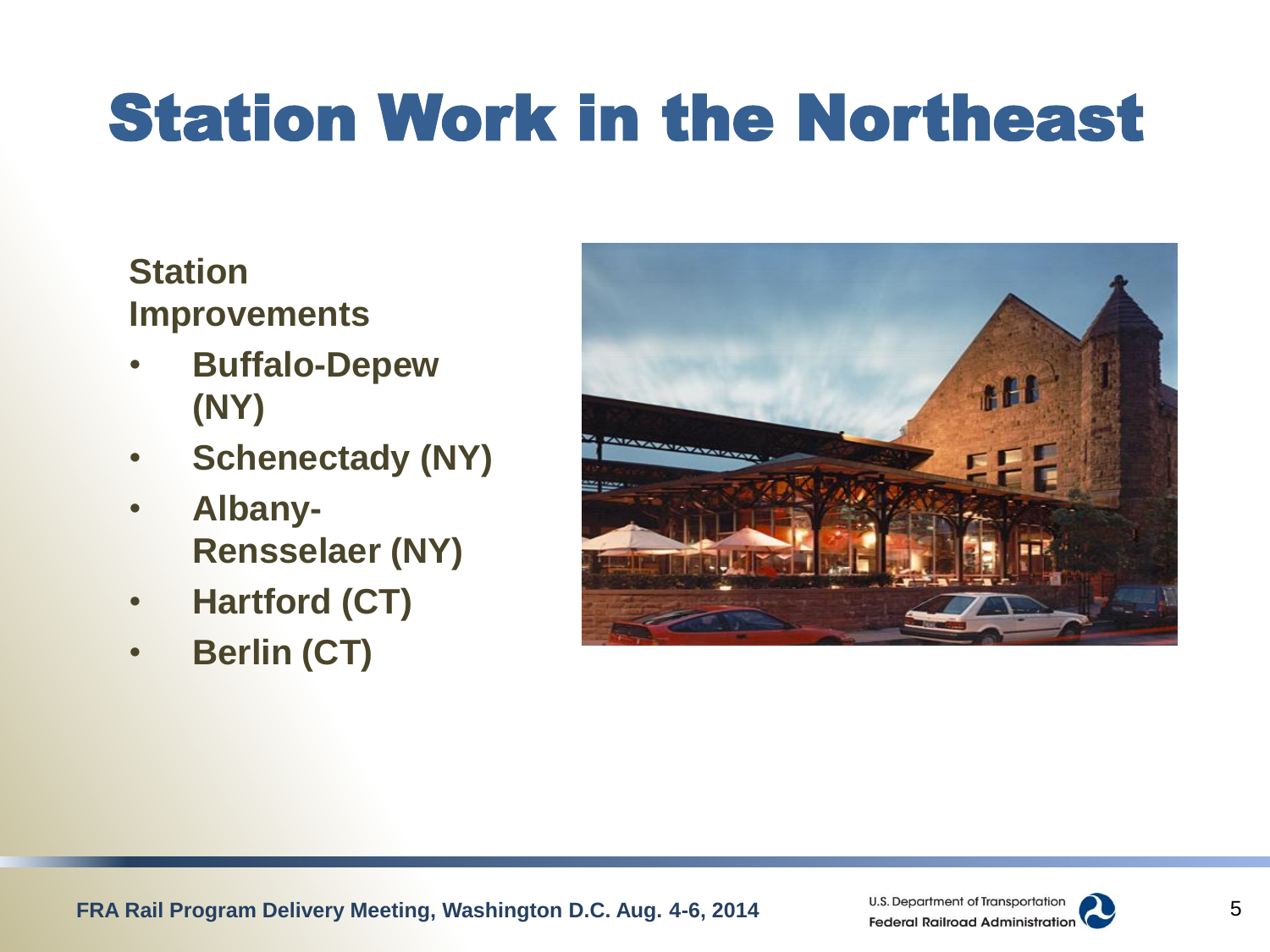# Station Work in the Northeast

**Station Improvements**

- **Buffalo-Depew (NY)**
- **Schenectady (NY)**
- **Albany-Rensselaer (NY)**
- **Hartford (CT)**
- **Berlin (CT)**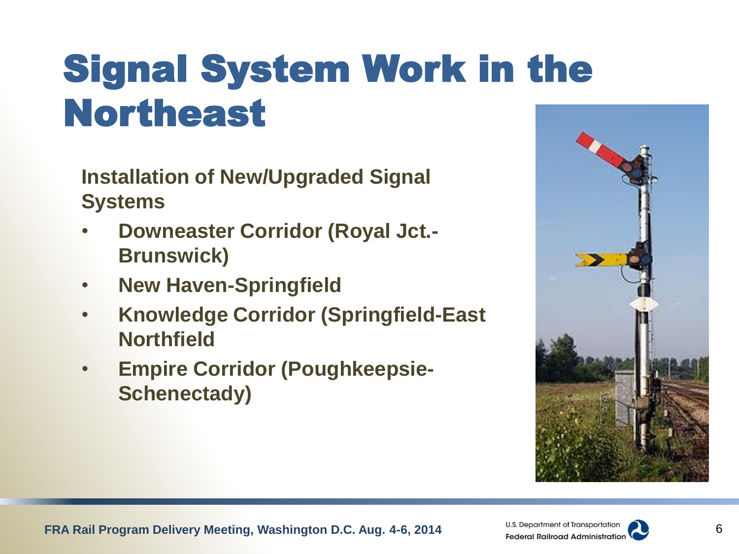# Signal System Work in the Northeast

**Installation of New/Upgraded Signal Systems**

- **Downeaster Corridor (Royal Jct.-Brunswick)**
- **New Haven-Springfield**
- **Knowledge Corridor (Springfield-East Northfield**
- **Empire Corridor (Poughkeepsie-Schenectady)**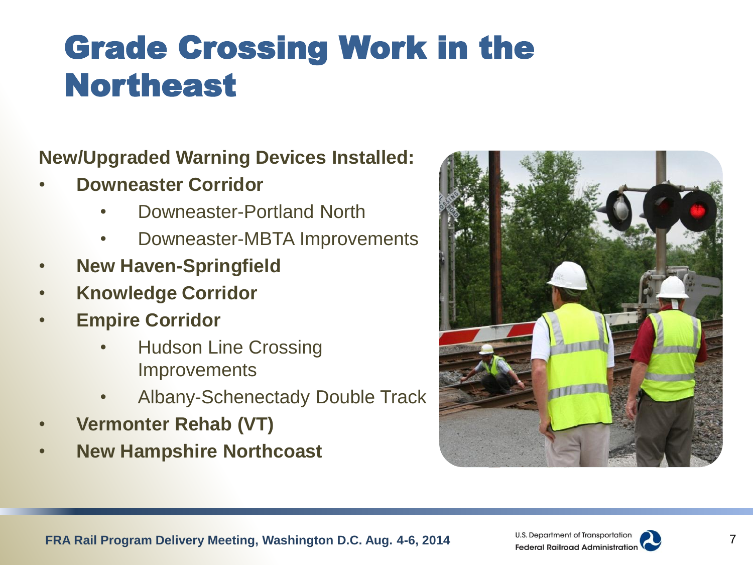# Grade Crossing Work in the Northeast

**New/Upgraded Warning Devices Installed:**

- **Downeaster Corridor**
  - Downeaster-Portland North
  - Downeaster-MBTA Improvements
- **New Haven-Springfield**
- **Knowledge Corridor**
- **Empire Corridor**
  - Hudson Line Crossing Improvements
  - Albany-Schenectady Double Track
- **Vermonter Rehab (VT)**
- **New Hampshire Northcoast**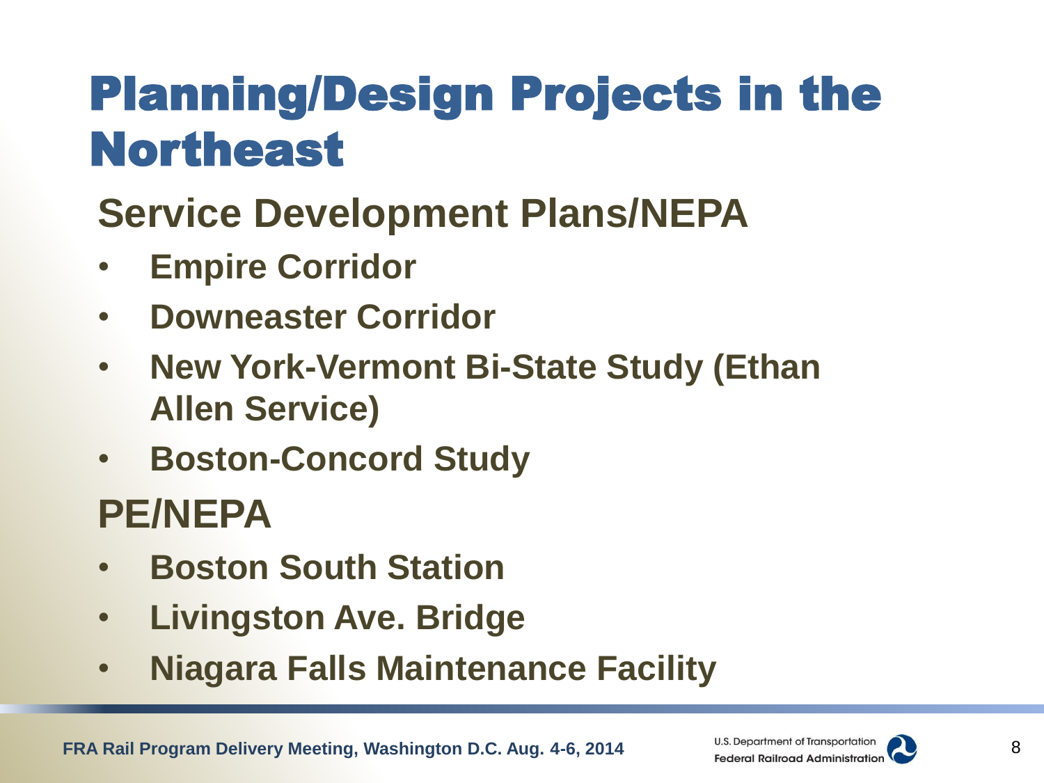# Planning/Design Projects in the Northeast

## Service Development Plans/NEPA

- **Empire Corridor**
- **Downeaster Corridor**
- **New York-Vermont Bi-State Study (Ethan Allen Service)**
- **Boston-Concord Study**

## PE/NEPA

- **Boston South Station**
- **Livingston Ave. Bridge**
- **Niagara Falls Maintenance Facility**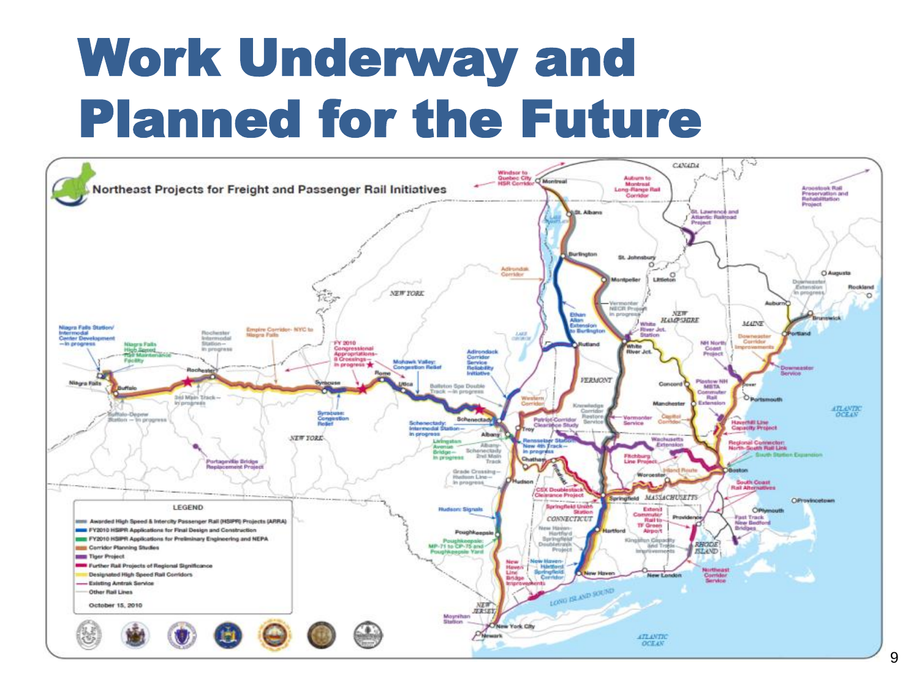# Work Underway and Planned for the Future

Northeast Projects for Freight and Passenger Rail Initiatives

LEGEND

- Awarded High Speed & Intercity Passenger Rail (HSIPR) Projects (ARRA)
- FY2010 HSIPR Applications for Final Design and Construction
- FY2010 HSIPR Applications for Preliminary Engineering and NEPA
- Corridor Planning Studies
- Tiger Project
- Further Rail Projects of Regional Significance
- Designated High Speed Rail Corridors
- Existing Amtrak Service
- Other Rail Lines

October 15, 2010